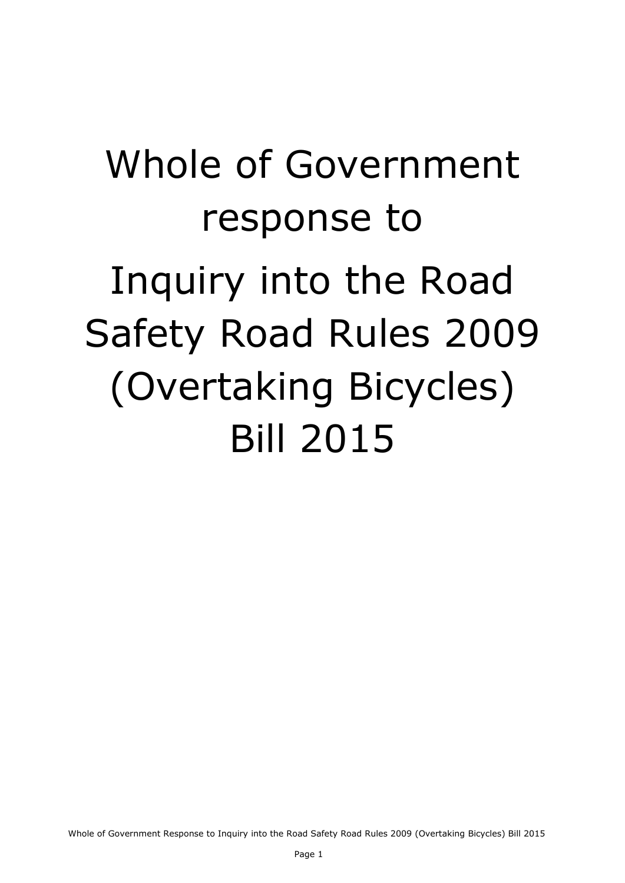# Whole of Government response to Inquiry into the Road Safety Road Rules 2009 (Overtaking Bicycles) Bill 2015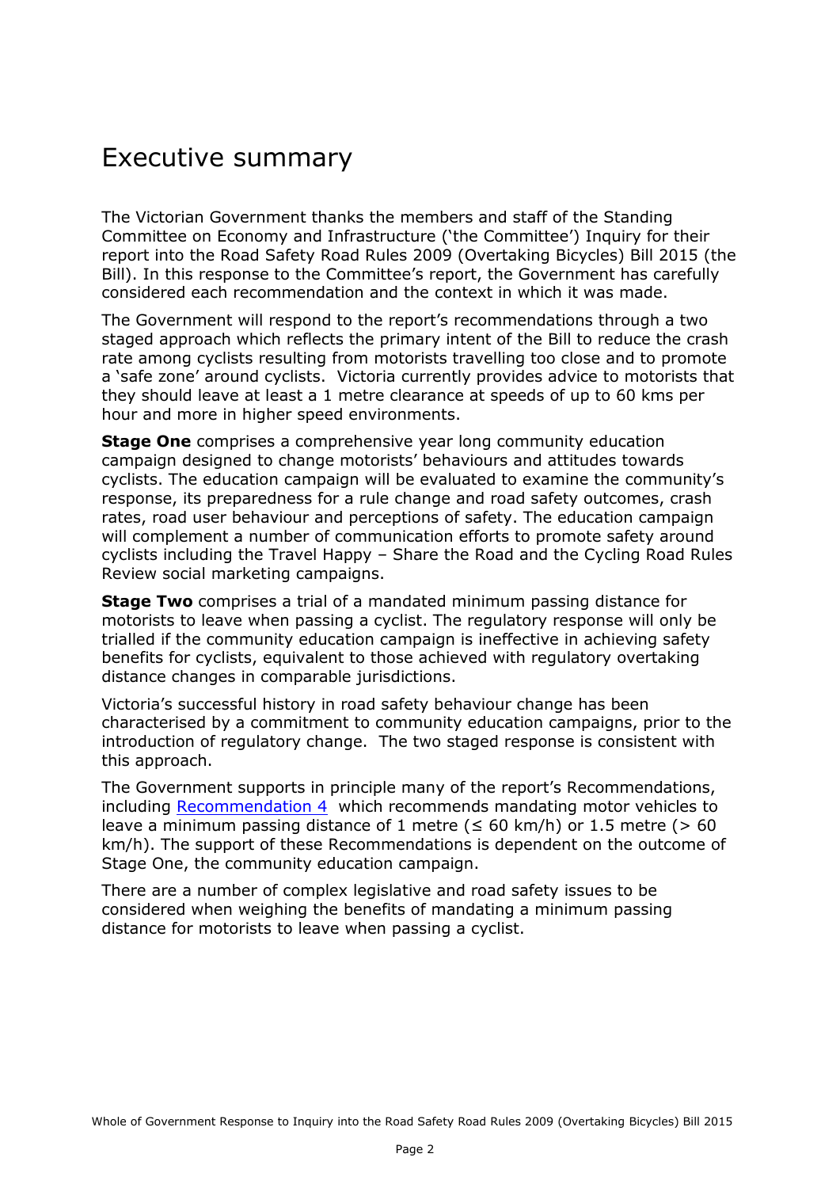# Executive summary

The Victorian Government thanks the members and staff of the Standing Committee on Economy and Infrastructure ('the Committee') Inquiry for their report into the Road Safety Road Rules 2009 (Overtaking Bicycles) Bill 2015 (the Bill). In this response to the Committee's report, the Government has carefully considered each recommendation and the context in which it was made.

The Government will respond to the report's recommendations through a two staged approach which reflects the primary intent of the Bill to reduce the crash rate among cyclists resulting from motorists travelling too close and to promote a 'safe zone' around cyclists. Victoria currently provides advice to motorists that they should leave at least a 1 metre clearance at speeds of up to 60 kms per hour and more in higher speed environments.

**Stage One** comprises a comprehensive year long community education campaign designed to change motorists' behaviours and attitudes towards cyclists. The education campaign will be evaluated to examine the community's response, its preparedness for a rule change and road safety outcomes, crash rates, road user behaviour and perceptions of safety. The education campaign will complement a number of communication efforts to promote safety around cyclists including the Travel Happy – Share the Road and the Cycling Road Rules Review social marketing campaigns.

**Stage Two** comprises a trial of a mandated minimum passing distance for motorists to leave when passing a cyclist. The regulatory response will only be trialled if the community education campaign is ineffective in achieving safety benefits for cyclists, equivalent to those achieved with regulatory overtaking distance changes in comparable jurisdictions.

Victoria's successful history in road safety behaviour change has been characterised by a commitment to community education campaigns, prior to the introduction of regulatory change. The two staged response is consistent with this approach.

The Government supports in principle many of the report's Recommendations, including Recommendation 4 which recommends mandating motor vehicles to leave a minimum passing distance of 1 metre (≤ 60 km/h) or 1.5 metre (> 60 km/h). The support of these Recommendations is dependent on the outcome of Stage One, the community education campaign.

There are a number of complex legislative and road safety issues to be considered when weighing the benefits of mandating a minimum passing distance for motorists to leave when passing a cyclist.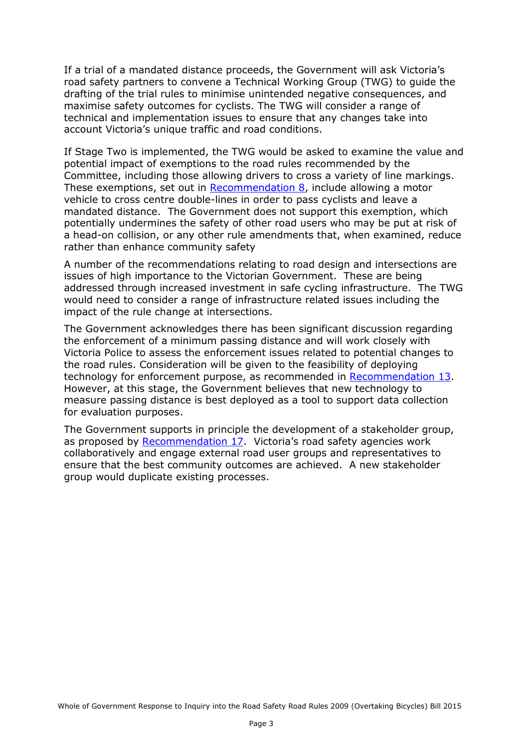If a trial of a mandated distance proceeds, the Government will ask Victoria's road safety partners to convene a Technical Working Group (TWG) to guide the drafting of the trial rules to minimise unintended negative consequences, and maximise safety outcomes for cyclists. The TWG will consider a range of technical and implementation issues to ensure that any changes take into account Victoria's unique traffic and road conditions.

If Stage Two is implemented, the TWG would be asked to examine the value and potential impact of exemptions to the road rules recommended by the Committee, including those allowing drivers to cross a variety of line markings. These exemptions, set out in Recommendation 8, include allowing a motor vehicle to cross centre double-lines in order to pass cyclists and leave a mandated distance. The Government does not support this exemption, which potentially undermines the safety of other road users who may be put at risk of a head-on collision, or any other rule amendments that, when examined, reduce rather than enhance community safety

A number of the recommendations relating to road design and intersections are issues of high importance to the Victorian Government. These are being addressed through increased investment in safe cycling infrastructure. The TWG would need to consider a range of infrastructure related issues including the impact of the rule change at intersections.

The Government acknowledges there has been significant discussion regarding the enforcement of a minimum passing distance and will work closely with Victoria Police to assess the enforcement issues related to potential changes to the road rules. Consideration will be given to the feasibility of deploying technology for enforcement purpose, as recommended in Recommendation 13. However, at this stage, the Government believes that new technology to measure passing distance is best deployed as a tool to support data collection for evaluation purposes.

The Government supports in principle the development of a stakeholder group, as proposed by Recommendation 17. Victoria's road safety agencies work collaboratively and engage external road user groups and representatives to ensure that the best community outcomes are achieved. A new stakeholder group would duplicate existing processes.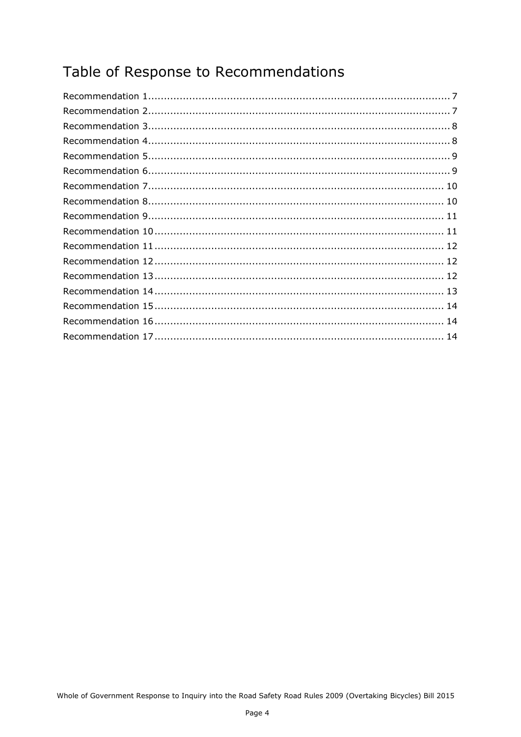# Table of Response to Recommendations

Recommendation 1 ........................................................................................ 7
Recommendation 2 ........................................................................................ 7
Recommendation 3 ........................................................................................ 8
Recommendation 4 ........................................................................................ 8
Recommendation 5 ........................................................................................ 9
Recommendation 6 ........................................................................................ 9
Recommendation 7 ........................................................................................ 10
Recommendation 8 ........................................................................................ 10
Recommendation 9 ........................................................................................ 11
Recommendation 10 ...................................................................................... 11
Recommendation 11 ...................................................................................... 12
Recommendation 12 ...................................................................................... 12
Recommendation 13 ...................................................................................... 12
Recommendation 14 ...................................................................................... 13
Recommendation 15 ...................................................................................... 14
Recommendation 16 ...................................................................................... 14
Recommendation 17 ...................................................................................... 14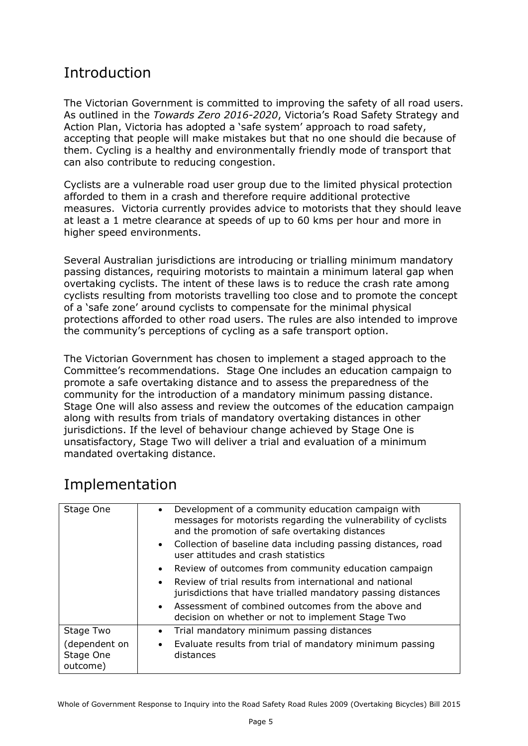## Introduction

The Victorian Government is committed to improving the safety of all road users. As outlined in the *Towards Zero 2016-2020*, Victoria's Road Safety Strategy and Action Plan, Victoria has adopted a 'safe system' approach to road safety, accepting that people will make mistakes but that no one should die because of them. Cycling is a healthy and environmentally friendly mode of transport that can also contribute to reducing congestion.

Cyclists are a vulnerable road user group due to the limited physical protection afforded to them in a crash and therefore require additional protective measures. Victoria currently provides advice to motorists that they should leave at least a 1 metre clearance at speeds of up to 60 kms per hour and more in higher speed environments.

Several Australian jurisdictions are introducing or trialling minimum mandatory passing distances, requiring motorists to maintain a minimum lateral gap when overtaking cyclists. The intent of these laws is to reduce the crash rate among cyclists resulting from motorists travelling too close and to promote the concept of a 'safe zone' around cyclists to compensate for the minimal physical protections afforded to other road users. The rules are also intended to improve the community's perceptions of cycling as a safe transport option.

The Victorian Government has chosen to implement a staged approach to the Committee's recommendations. Stage One includes an education campaign to promote a safe overtaking distance and to assess the preparedness of the community for the introduction of a mandatory minimum passing distance. Stage One will also assess and review the outcomes of the education campaign along with results from trials of mandatory overtaking distances in other jurisdictions. If the level of behaviour change achieved by Stage One is unsatisfactory, Stage Two will deliver a trial and evaluation of a minimum mandated overtaking distance.

## Implementation

| Stage | Actions |
|---|---|
| Stage One | • Development of a community education campaign with messages for motorists regarding the vulnerability of cyclists and the promotion of safe overtaking distances<br>• Collection of baseline data including passing distances, road user attitudes and crash statistics<br>• Review of outcomes from community education campaign<br>• Review of trial results from international and national jurisdictions that have trialled mandatory passing distances<br>• Assessment of combined outcomes from the above and decision on whether or not to implement Stage Two |
| Stage Two<br>(dependent on Stage One outcome) | • Trial mandatory minimum passing distances<br>• Evaluate results from trial of mandatory minimum passing distances |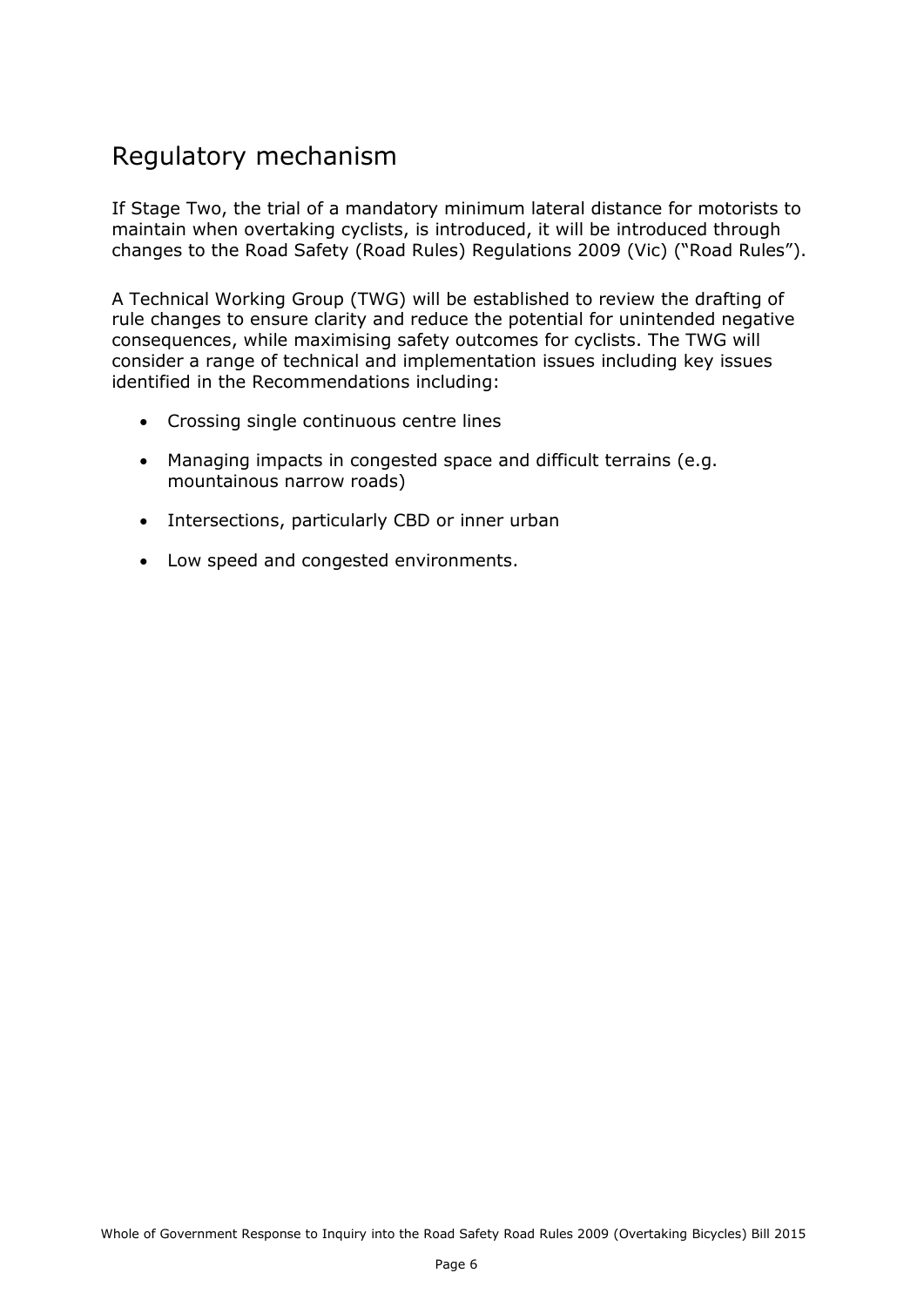## Regulatory mechanism

If Stage Two, the trial of a mandatory minimum lateral distance for motorists to maintain when overtaking cyclists, is introduced, it will be introduced through changes to the Road Safety (Road Rules) Regulations 2009 (Vic) ("Road Rules").

A Technical Working Group (TWG) will be established to review the drafting of rule changes to ensure clarity and reduce the potential for unintended negative consequences, while maximising safety outcomes for cyclists. The TWG will consider a range of technical and implementation issues including key issues identified in the Recommendations including:

- Crossing single continuous centre lines
- Managing impacts in congested space and difficult terrains (e.g. mountainous narrow roads)
- Intersections, particularly CBD or inner urban
- Low speed and congested environments.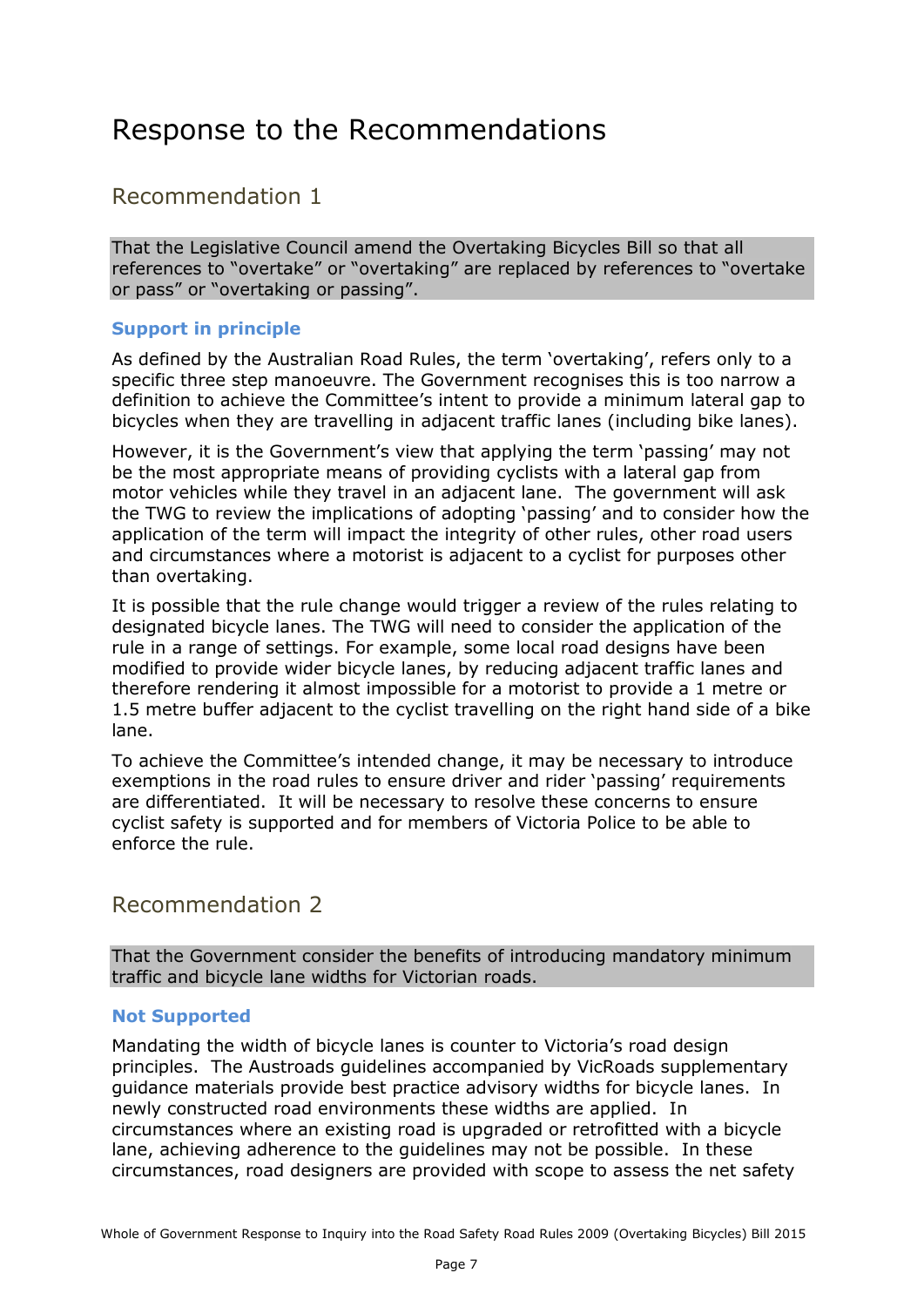# Response to the Recommendations

## Recommendation 1

That the Legislative Council amend the Overtaking Bicycles Bill so that all references to "overtake" or "overtaking" are replaced by references to "overtake or pass" or "overtaking or passing".

### Support in principle

As defined by the Australian Road Rules, the term 'overtaking', refers only to a specific three step manoeuvre. The Government recognises this is too narrow a definition to achieve the Committee's intent to provide a minimum lateral gap to bicycles when they are travelling in adjacent traffic lanes (including bike lanes).

However, it is the Government's view that applying the term 'passing' may not be the most appropriate means of providing cyclists with a lateral gap from motor vehicles while they travel in an adjacent lane. The government will ask the TWG to review the implications of adopting 'passing' and to consider how the application of the term will impact the integrity of other rules, other road users and circumstances where a motorist is adjacent to a cyclist for purposes other than overtaking.

It is possible that the rule change would trigger a review of the rules relating to designated bicycle lanes. The TWG will need to consider the application of the rule in a range of settings. For example, some local road designs have been modified to provide wider bicycle lanes, by reducing adjacent traffic lanes and therefore rendering it almost impossible for a motorist to provide a 1 metre or 1.5 metre buffer adjacent to the cyclist travelling on the right hand side of a bike lane.

To achieve the Committee's intended change, it may be necessary to introduce exemptions in the road rules to ensure driver and rider 'passing' requirements are differentiated. It will be necessary to resolve these concerns to ensure cyclist safety is supported and for members of Victoria Police to be able to enforce the rule.

## Recommendation 2

That the Government consider the benefits of introducing mandatory minimum traffic and bicycle lane widths for Victorian roads.

### Not Supported

Mandating the width of bicycle lanes is counter to Victoria's road design principles. The Austroads guidelines accompanied by VicRoads supplementary guidance materials provide best practice advisory widths for bicycle lanes. In newly constructed road environments these widths are applied. In circumstances where an existing road is upgraded or retrofitted with a bicycle lane, achieving adherence to the guidelines may not be possible. In these circumstances, road designers are provided with scope to assess the net safety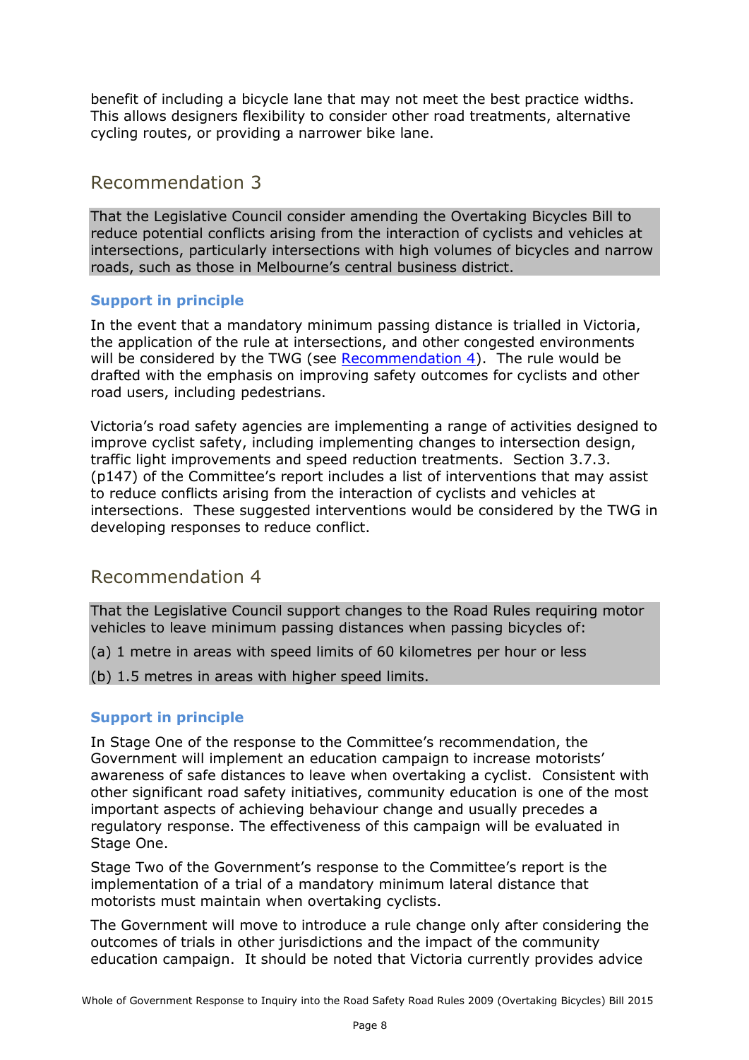benefit of including a bicycle lane that may not meet the best practice widths. This allows designers flexibility to consider other road treatments, alternative cycling routes, or providing a narrower bike lane.

## Recommendation 3

That the Legislative Council consider amending the Overtaking Bicycles Bill to reduce potential conflicts arising from the interaction of cyclists and vehicles at intersections, particularly intersections with high volumes of bicycles and narrow roads, such as those in Melbourne's central business district.

### Support in principle

In the event that a mandatory minimum passing distance is trialled in Victoria, the application of the rule at intersections, and other congested environments will be considered by the TWG (see Recommendation 4). The rule would be drafted with the emphasis on improving safety outcomes for cyclists and other road users, including pedestrians.

Victoria's road safety agencies are implementing a range of activities designed to improve cyclist safety, including implementing changes to intersection design, traffic light improvements and speed reduction treatments. Section 3.7.3. (p147) of the Committee's report includes a list of interventions that may assist to reduce conflicts arising from the interaction of cyclists and vehicles at intersections. These suggested interventions would be considered by the TWG in developing responses to reduce conflict.

## Recommendation 4

That the Legislative Council support changes to the Road Rules requiring motor vehicles to leave minimum passing distances when passing bicycles of:

(a) 1 metre in areas with speed limits of 60 kilometres per hour or less

(b) 1.5 metres in areas with higher speed limits.

### Support in principle

In Stage One of the response to the Committee's recommendation, the Government will implement an education campaign to increase motorists' awareness of safe distances to leave when overtaking a cyclist. Consistent with other significant road safety initiatives, community education is one of the most important aspects of achieving behaviour change and usually precedes a regulatory response. The effectiveness of this campaign will be evaluated in Stage One.

Stage Two of the Government's response to the Committee's report is the implementation of a trial of a mandatory minimum lateral distance that motorists must maintain when overtaking cyclists.

The Government will move to introduce a rule change only after considering the outcomes of trials in other jurisdictions and the impact of the community education campaign. It should be noted that Victoria currently provides advice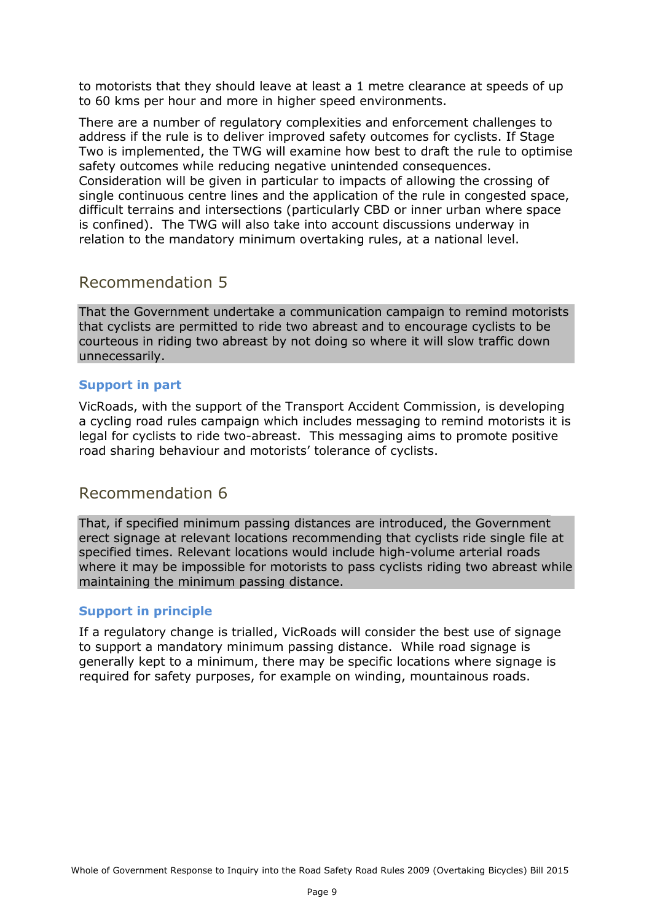to motorists that they should leave at least a 1 metre clearance at speeds of up to 60 kms per hour and more in higher speed environments.

There are a number of regulatory complexities and enforcement challenges to address if the rule is to deliver improved safety outcomes for cyclists. If Stage Two is implemented, the TWG will examine how best to draft the rule to optimise safety outcomes while reducing negative unintended consequences. Consideration will be given in particular to impacts of allowing the crossing of single continuous centre lines and the application of the rule in congested space, difficult terrains and intersections (particularly CBD or inner urban where space is confined). The TWG will also take into account discussions underway in relation to the mandatory minimum overtaking rules, at a national level.

## Recommendation 5

That the Government undertake a communication campaign to remind motorists that cyclists are permitted to ride two abreast and to encourage cyclists to be courteous in riding two abreast by not doing so where it will slow traffic down unnecessarily.

**Support in part**

VicRoads, with the support of the Transport Accident Commission, is developing a cycling road rules campaign which includes messaging to remind motorists it is legal for cyclists to ride two-abreast. This messaging aims to promote positive road sharing behaviour and motorists' tolerance of cyclists.

## Recommendation 6

That, if specified minimum passing distances are introduced, the Government erect signage at relevant locations recommending that cyclists ride single file at specified times. Relevant locations would include high-volume arterial roads where it may be impossible for motorists to pass cyclists riding two abreast while maintaining the minimum passing distance.

**Support in principle**

If a regulatory change is trialled, VicRoads will consider the best use of signage to support a mandatory minimum passing distance. While road signage is generally kept to a minimum, there may be specific locations where signage is required for safety purposes, for example on winding, mountainous roads.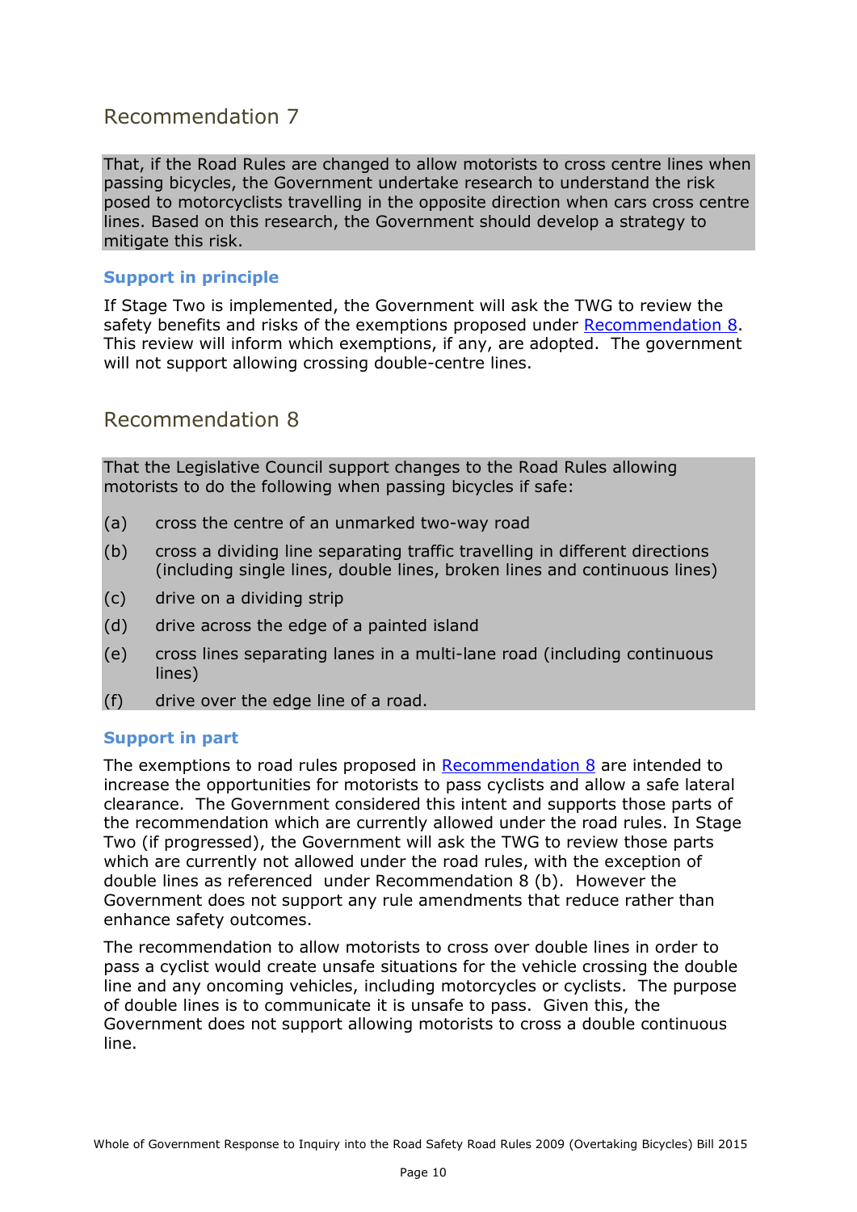## Recommendation 7

That, if the Road Rules are changed to allow motorists to cross centre lines when passing bicycles, the Government undertake research to understand the risk posed to motorcyclists travelling in the opposite direction when cars cross centre lines. Based on this research, the Government should develop a strategy to mitigate this risk.

### Support in principle

If Stage Two is implemented, the Government will ask the TWG to review the safety benefits and risks of the exemptions proposed under Recommendation 8. This review will inform which exemptions, if any, are adopted. The government will not support allowing crossing double-centre lines.

## Recommendation 8

That the Legislative Council support changes to the Road Rules allowing motorists to do the following when passing bicycles if safe:

(a) cross the centre of an unmarked two-way road

(b) cross a dividing line separating traffic travelling in different directions (including single lines, double lines, broken lines and continuous lines)

(c) drive on a dividing strip

(d) drive across the edge of a painted island

(e) cross lines separating lanes in a multi-lane road (including continuous lines)

(f) drive over the edge line of a road.

### Support in part

The exemptions to road rules proposed in Recommendation 8 are intended to increase the opportunities for motorists to pass cyclists and allow a safe lateral clearance. The Government considered this intent and supports those parts of the recommendation which are currently allowed under the road rules. In Stage Two (if progressed), the Government will ask the TWG to review those parts which are currently not allowed under the road rules, with the exception of double lines as referenced under Recommendation 8 (b). However the Government does not support any rule amendments that reduce rather than enhance safety outcomes.

The recommendation to allow motorists to cross over double lines in order to pass a cyclist would create unsafe situations for the vehicle crossing the double line and any oncoming vehicles, including motorcycles or cyclists. The purpose of double lines is to communicate it is unsafe to pass. Given this, the Government does not support allowing motorists to cross a double continuous line.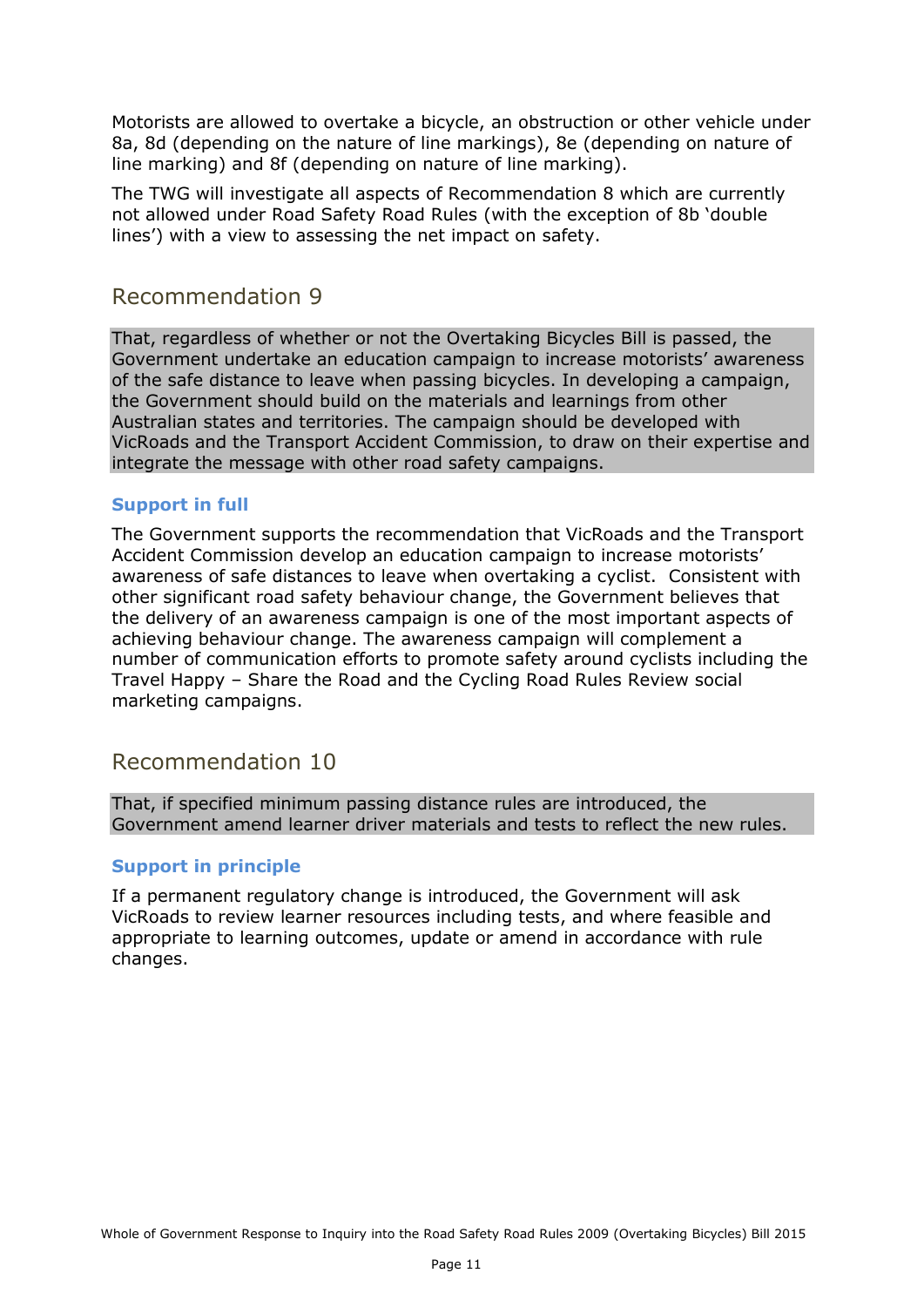Motorists are allowed to overtake a bicycle, an obstruction or other vehicle under 8a, 8d (depending on the nature of line markings), 8e (depending on nature of line marking) and 8f (depending on nature of line marking).

The TWG will investigate all aspects of Recommendation 8 which are currently not allowed under Road Safety Road Rules (with the exception of 8b 'double lines') with a view to assessing the net impact on safety.

## Recommendation 9

That, regardless of whether or not the Overtaking Bicycles Bill is passed, the Government undertake an education campaign to increase motorists' awareness of the safe distance to leave when passing bicycles. In developing a campaign, the Government should build on the materials and learnings from other Australian states and territories. The campaign should be developed with VicRoads and the Transport Accident Commission, to draw on their expertise and integrate the message with other road safety campaigns.

### Support in full

The Government supports the recommendation that VicRoads and the Transport Accident Commission develop an education campaign to increase motorists' awareness of safe distances to leave when overtaking a cyclist. Consistent with other significant road safety behaviour change, the Government believes that the delivery of an awareness campaign is one of the most important aspects of achieving behaviour change. The awareness campaign will complement a number of communication efforts to promote safety around cyclists including the Travel Happy – Share the Road and the Cycling Road Rules Review social marketing campaigns.

## Recommendation 10

That, if specified minimum passing distance rules are introduced, the Government amend learner driver materials and tests to reflect the new rules.

### Support in principle

If a permanent regulatory change is introduced, the Government will ask VicRoads to review learner resources including tests, and where feasible and appropriate to learning outcomes, update or amend in accordance with rule changes.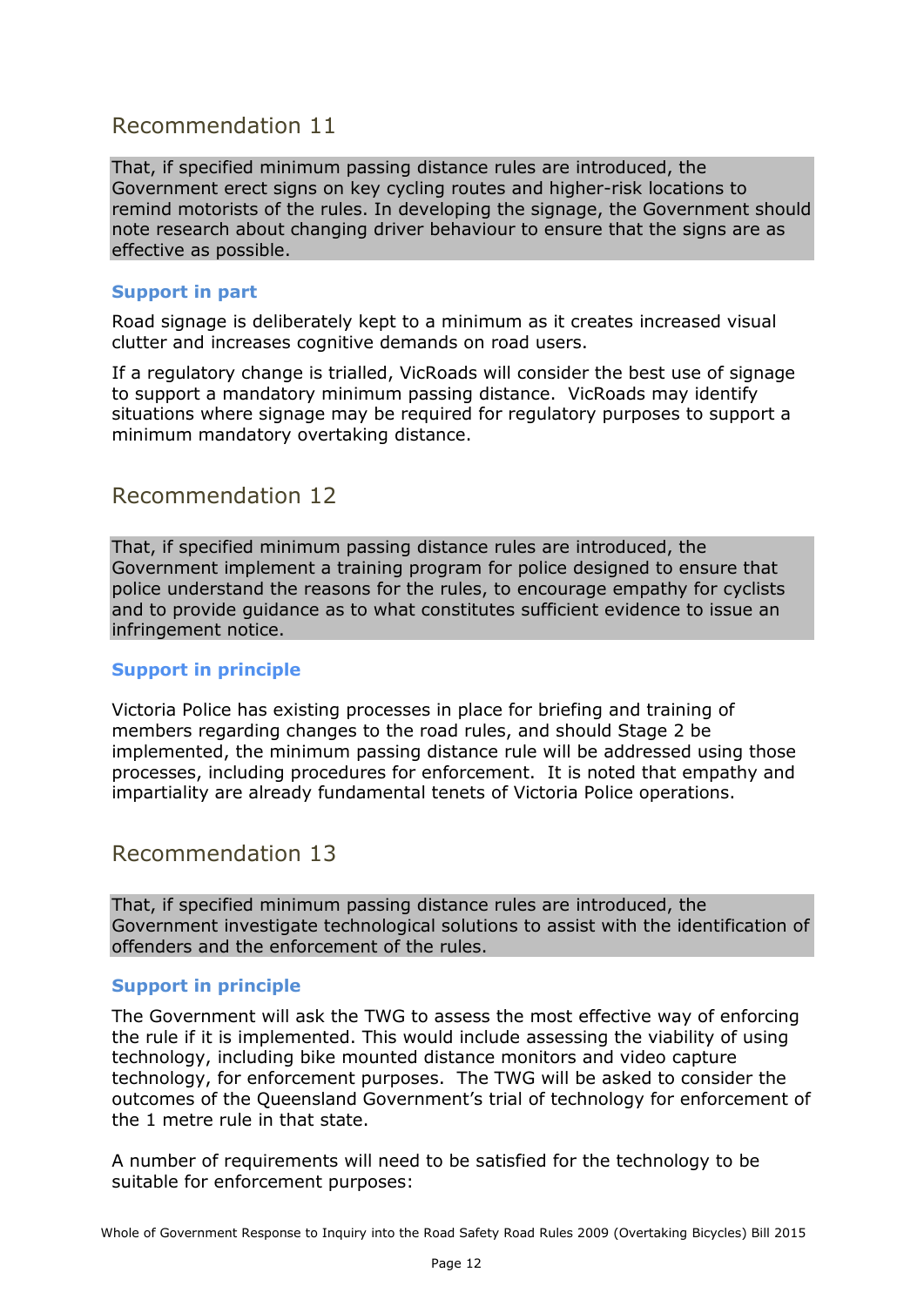## Recommendation 11

> That, if specified minimum passing distance rules are introduced, the Government erect signs on key cycling routes and higher-risk locations to remind motorists of the rules. In developing the signage, the Government should note research about changing driver behaviour to ensure that the signs are as effective as possible.

### Support in part

Road signage is deliberately kept to a minimum as it creates increased visual clutter and increases cognitive demands on road users.

If a regulatory change is trialled, VicRoads will consider the best use of signage to support a mandatory minimum passing distance. VicRoads may identify situations where signage may be required for regulatory purposes to support a minimum mandatory overtaking distance.

## Recommendation 12

> That, if specified minimum passing distance rules are introduced, the Government implement a training program for police designed to ensure that police understand the reasons for the rules, to encourage empathy for cyclists and to provide guidance as to what constitutes sufficient evidence to issue an infringement notice.

### Support in principle

Victoria Police has existing processes in place for briefing and training of members regarding changes to the road rules, and should Stage 2 be implemented, the minimum passing distance rule will be addressed using those processes, including procedures for enforcement. It is noted that empathy and impartiality are already fundamental tenets of Victoria Police operations.

## Recommendation 13

> That, if specified minimum passing distance rules are introduced, the Government investigate technological solutions to assist with the identification of offenders and the enforcement of the rules.

### Support in principle

The Government will ask the TWG to assess the most effective way of enforcing the rule if it is implemented. This would include assessing the viability of using technology, including bike mounted distance monitors and video capture technology, for enforcement purposes. The TWG will be asked to consider the outcomes of the Queensland Government's trial of technology for enforcement of the 1 metre rule in that state.

A number of requirements will need to be satisfied for the technology to be suitable for enforcement purposes: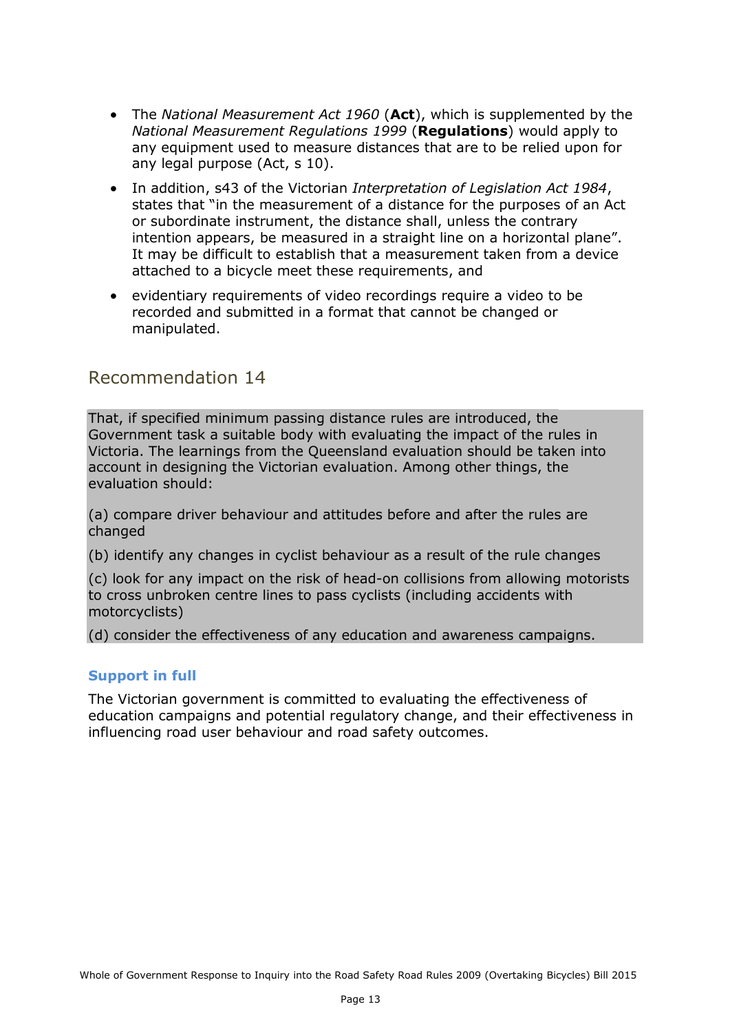- The *National Measurement Act 1960* (**Act**), which is supplemented by the *National Measurement Regulations 1999* (**Regulations**) would apply to any equipment used to measure distances that are to be relied upon for any legal purpose (Act, s 10).
- In addition, s43 of the Victorian *Interpretation of Legislation Act 1984*, states that "in the measurement of a distance for the purposes of an Act or subordinate instrument, the distance shall, unless the contrary intention appears, be measured in a straight line on a horizontal plane". It may be difficult to establish that a measurement taken from a device attached to a bicycle meet these requirements, and
- evidentiary requirements of video recordings require a video to be recorded and submitted in a format that cannot be changed or manipulated.

## Recommendation 14

That, if specified minimum passing distance rules are introduced, the Government task a suitable body with evaluating the impact of the rules in Victoria. The learnings from the Queensland evaluation should be taken into account in designing the Victorian evaluation. Among other things, the evaluation should:

(a) compare driver behaviour and attitudes before and after the rules are changed

(b) identify any changes in cyclist behaviour as a result of the rule changes

(c) look for any impact on the risk of head-on collisions from allowing motorists to cross unbroken centre lines to pass cyclists (including accidents with motorcyclists)

(d) consider the effectiveness of any education and awareness campaigns.

### Support in full

The Victorian government is committed to evaluating the effectiveness of education campaigns and potential regulatory change, and their effectiveness in influencing road user behaviour and road safety outcomes.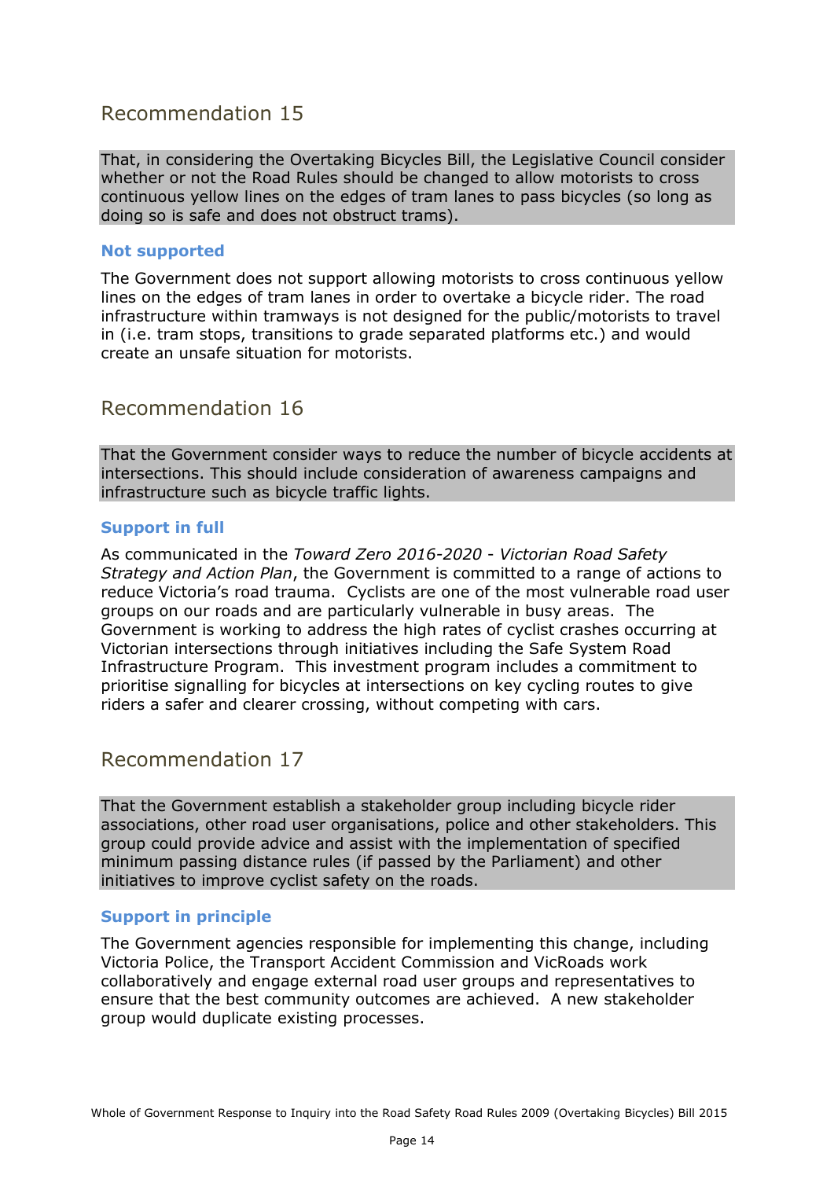## Recommendation 15

That, in considering the Overtaking Bicycles Bill, the Legislative Council consider whether or not the Road Rules should be changed to allow motorists to cross continuous yellow lines on the edges of tram lanes to pass bicycles (so long as doing so is safe and does not obstruct trams).

**Not supported**

The Government does not support allowing motorists to cross continuous yellow lines on the edges of tram lanes in order to overtake a bicycle rider. The road infrastructure within tramways is not designed for the public/motorists to travel in (i.e. tram stops, transitions to grade separated platforms etc.) and would create an unsafe situation for motorists.

## Recommendation 16

That the Government consider ways to reduce the number of bicycle accidents at intersections. This should include consideration of awareness campaigns and infrastructure such as bicycle traffic lights.

**Support in full**

As communicated in the *Toward Zero 2016-2020 - Victorian Road Safety Strategy and Action Plan*, the Government is committed to a range of actions to reduce Victoria's road trauma. Cyclists are one of the most vulnerable road user groups on our roads and are particularly vulnerable in busy areas. The Government is working to address the high rates of cyclist crashes occurring at Victorian intersections through initiatives including the Safe System Road Infrastructure Program. This investment program includes a commitment to prioritise signalling for bicycles at intersections on key cycling routes to give riders a safer and clearer crossing, without competing with cars.

## Recommendation 17

That the Government establish a stakeholder group including bicycle rider associations, other road user organisations, police and other stakeholders. This group could provide advice and assist with the implementation of specified minimum passing distance rules (if passed by the Parliament) and other initiatives to improve cyclist safety on the roads.

**Support in principle**

The Government agencies responsible for implementing this change, including Victoria Police, the Transport Accident Commission and VicRoads work collaboratively and engage external road user groups and representatives to ensure that the best community outcomes are achieved. A new stakeholder group would duplicate existing processes.